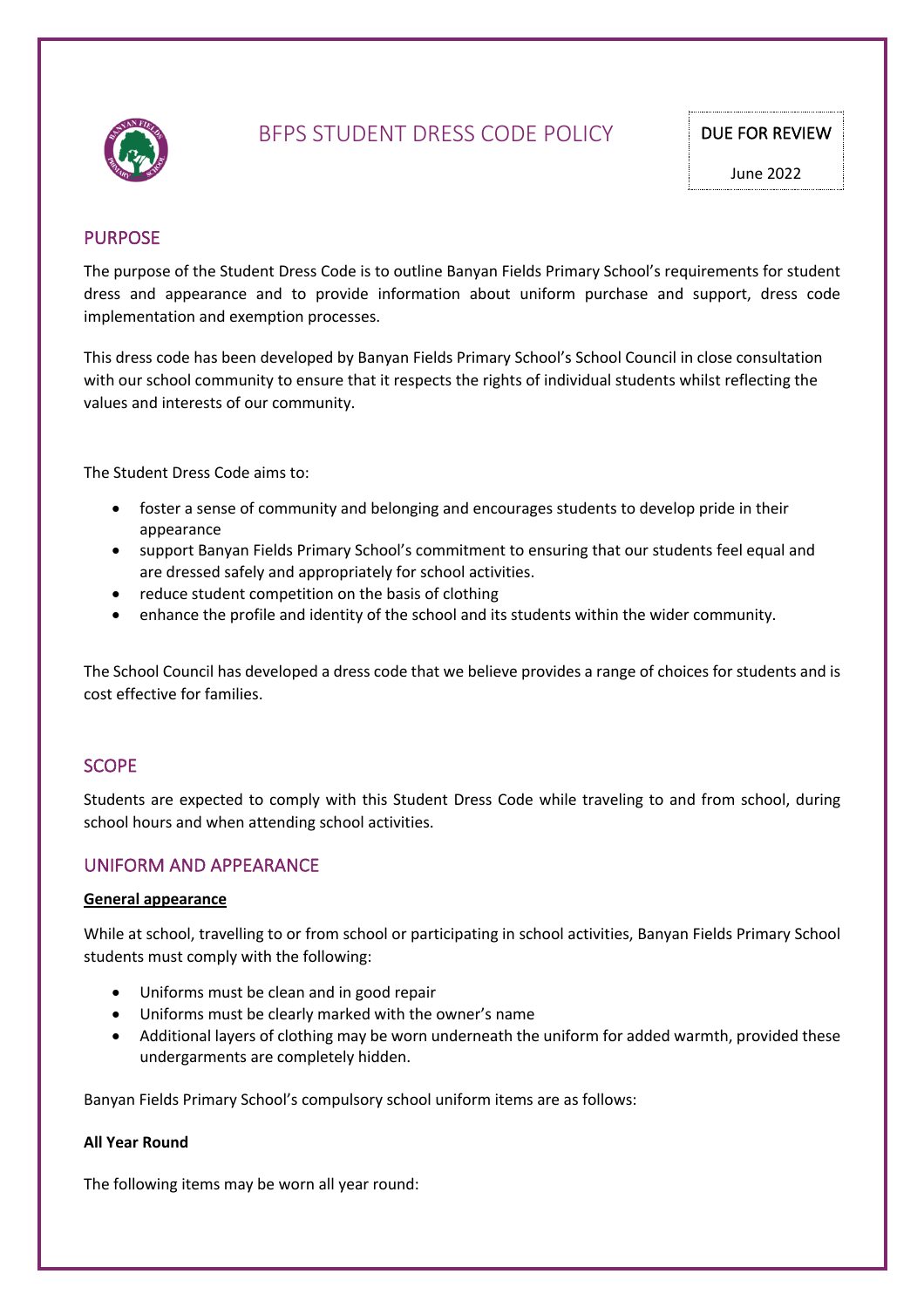# BFPS STUDENT DRESS CODE POLICY

DUE FOR REVIEW

June 2022

## PURPOSE

The purpose of the Student Dress Code is to outline Banyan Fields Primary School's requirements for student dress and appearance and to provide information about uniform purchase and support, dress code implementation and exemption processes.

This dress code has been developed by Banyan Fields Primary School's School Council in close consultation with our school community to ensure that it respects the rights of individual students whilst reflecting the values and interests of our community.

The Student Dress Code aims to:

- foster a sense of community and belonging and encourages students to develop pride in their appearance
- support Banyan Fields Primary School's commitment to ensuring that our students feel equal and are dressed safely and appropriately for school activities.
- reduce student competition on the basis of clothing
- enhance the profile and identity of the school and its students within the wider community.

The School Council has developed a dress code that we believe provides a range of choices for students and is cost effective for families.

## SCOPE

Students are expected to comply with this Student Dress Code while traveling to and from school, during school hours and when attending school activities.

## UNIFORM AND APPEARANCE

**General appearance**

While at school, travelling to or from school or participating in school activities, Banyan Fields Primary School students must comply with the following:

- Uniforms must be clean and in good repair
- Uniforms must be clearly marked with the owner's name
- Additional layers of clothing may be worn underneath the uniform for added warmth, provided these undergarments are completely hidden.

Banyan Fields Primary School's compulsory school uniform items are as follows:

**All Year Round**

The following items may be worn all year round: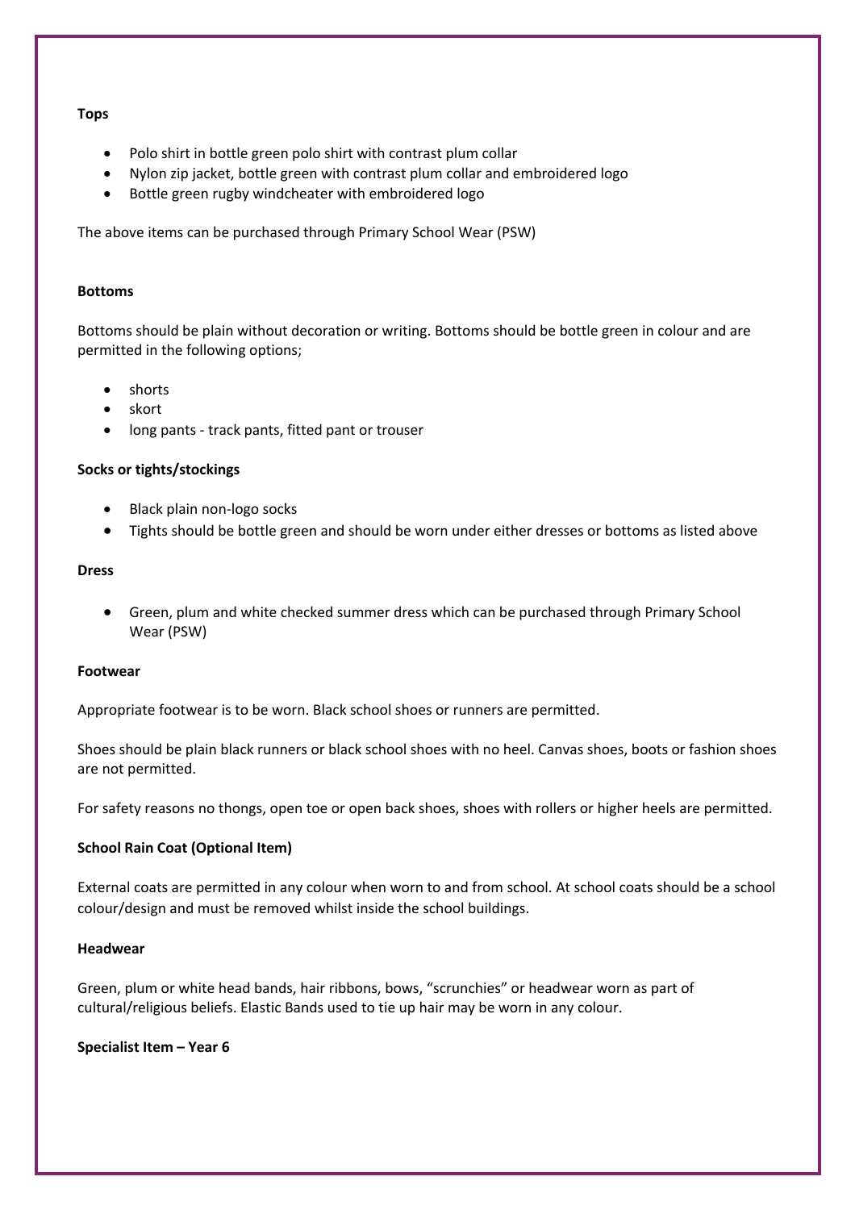**Tops**

- Polo shirt in bottle green polo shirt with contrast plum collar
- Nylon zip jacket, bottle green with contrast plum collar and embroidered logo
- Bottle green rugby windcheater with embroidered logo

The above items can be purchased through Primary School Wear (PSW)

**Bottoms**

Bottoms should be plain without decoration or writing. Bottoms should be bottle green in colour and are permitted in the following options;

- shorts
- skort
- long pants - track pants, fitted pant or trouser

**Socks or tights/stockings**

- Black plain non-logo socks
- Tights should be bottle green and should be worn under either dresses or bottoms as listed above

**Dress**

- Green, plum and white checked summer dress which can be purchased through Primary School Wear (PSW)

**Footwear**

Appropriate footwear is to be worn. Black school shoes or runners are permitted.

Shoes should be plain black runners or black school shoes with no heel. Canvas shoes, boots or fashion shoes are not permitted.

For safety reasons no thongs, open toe or open back shoes, shoes with rollers or higher heels are permitted.

**School Rain Coat (Optional Item)**

External coats are permitted in any colour when worn to and from school. At school coats should be a school colour/design and must be removed whilst inside the school buildings.

**Headwear**

Green, plum or white head bands, hair ribbons, bows, "scrunchies" or headwear worn as part of cultural/religious beliefs. Elastic Bands used to tie up hair may be worn in any colour.

**Specialist Item – Year 6**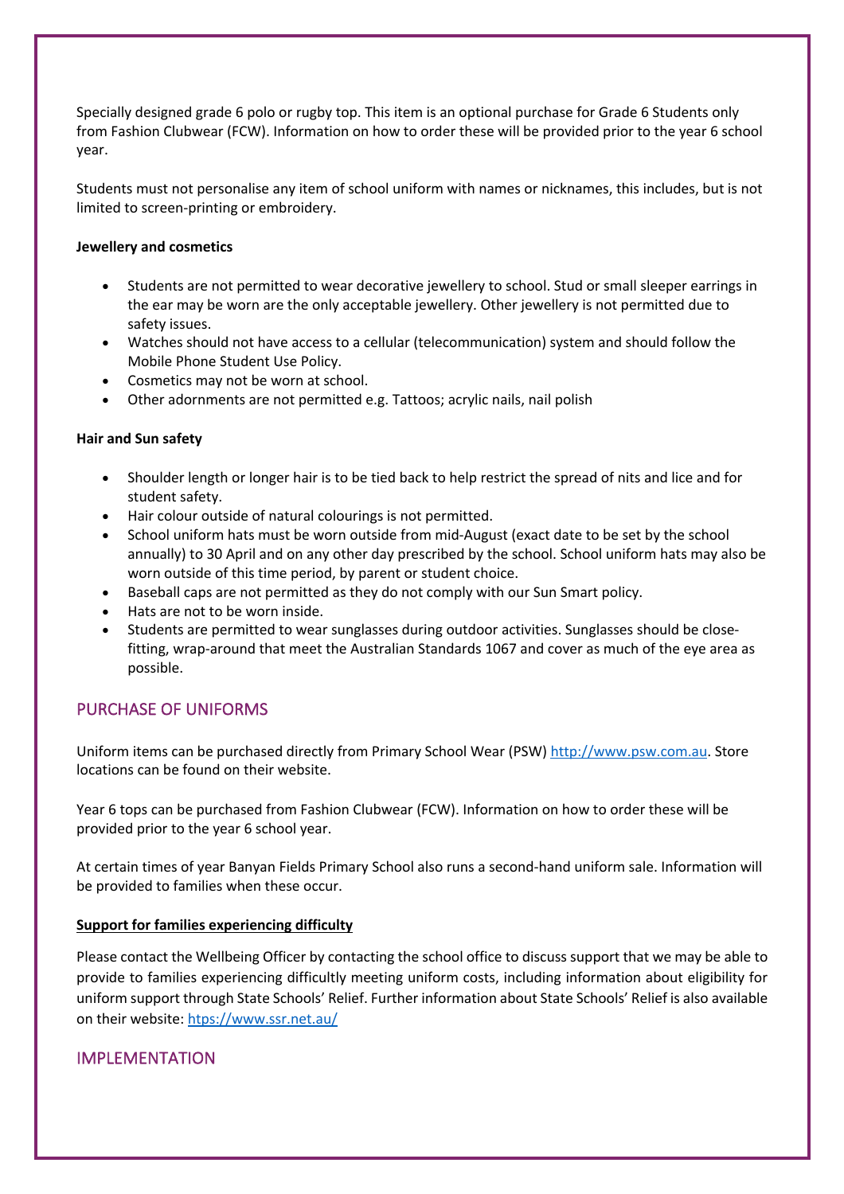Specially designed grade 6 polo or rugby top. This item is an optional purchase for Grade 6 Students only from Fashion Clubwear (FCW). Information on how to order these will be provided prior to the year 6 school year.

Students must not personalise any item of school uniform with names or nicknames, this includes, but is not limited to screen-printing or embroidery.

**Jewellery and cosmetics**

- Students are not permitted to wear decorative jewellery to school. Stud or small sleeper earrings in the ear may be worn are the only acceptable jewellery. Other jewellery is not permitted due to safety issues.
- Watches should not have access to a cellular (telecommunication) system and should follow the Mobile Phone Student Use Policy.
- Cosmetics may not be worn at school.
- Other adornments are not permitted e.g. Tattoos; acrylic nails, nail polish

**Hair and Sun safety**

- Shoulder length or longer hair is to be tied back to help restrict the spread of nits and lice and for student safety.
- Hair colour outside of natural colourings is not permitted.
- School uniform hats must be worn outside from mid-August (exact date to be set by the school annually) to 30 April and on any other day prescribed by the school. School uniform hats may also be worn outside of this time period, by parent or student choice.
- Baseball caps are not permitted as they do not comply with our Sun Smart policy.
- Hats are not to be worn inside.
- Students are permitted to wear sunglasses during outdoor activities. Sunglasses should be close-fitting, wrap-around that meet the Australian Standards 1067 and cover as much of the eye area as possible.

## PURCHASE OF UNIFORMS

Uniform items can be purchased directly from Primary School Wear (PSW) http://www.psw.com.au. Store locations can be found on their website.

Year 6 tops can be purchased from Fashion Clubwear (FCW). Information on how to order these will be provided prior to the year 6 school year.

At certain times of year Banyan Fields Primary School also runs a second-hand uniform sale. Information will be provided to families when these occur.

**Support for families experiencing difficulty**

Please contact the Wellbeing Officer by contacting the school office to discuss support that we may be able to provide to families experiencing difficultly meeting uniform costs, including information about eligibility for uniform support through State Schools' Relief. Further information about State Schools' Relief is also available on their website: htps://www.ssr.net.au/

## IMPLEMENTATION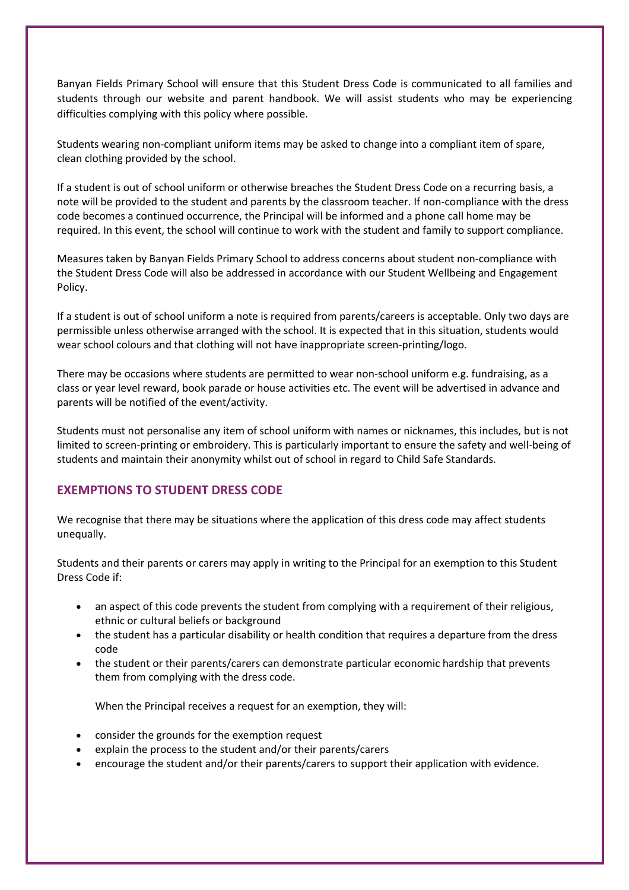Banyan Fields Primary School will ensure that this Student Dress Code is communicated to all families and students through our website and parent handbook. We will assist students who may be experiencing difficulties complying with this policy where possible.

Students wearing non-compliant uniform items may be asked to change into a compliant item of spare, clean clothing provided by the school.

If a student is out of school uniform or otherwise breaches the Student Dress Code on a recurring basis, a note will be provided to the student and parents by the classroom teacher. If non-compliance with the dress code becomes a continued occurrence, the Principal will be informed and a phone call home may be required. In this event, the school will continue to work with the student and family to support compliance.

Measures taken by Banyan Fields Primary School to address concerns about student non-compliance with the Student Dress Code will also be addressed in accordance with our Student Wellbeing and Engagement Policy.

If a student is out of school uniform a note is required from parents/careers is acceptable. Only two days are permissible unless otherwise arranged with the school. It is expected that in this situation, students would wear school colours and that clothing will not have inappropriate screen-printing/logo.

There may be occasions where students are permitted to wear non-school uniform e.g. fundraising, as a class or year level reward, book parade or house activities etc. The event will be advertised in advance and parents will be notified of the event/activity.

Students must not personalise any item of school uniform with names or nicknames, this includes, but is not limited to screen-printing or embroidery. This is particularly important to ensure the safety and well-being of students and maintain their anonymity whilst out of school in regard to Child Safe Standards.

## EXEMPTIONS TO STUDENT DRESS CODE

We recognise that there may be situations where the application of this dress code may affect students unequally.

Students and their parents or carers may apply in writing to the Principal for an exemption to this Student Dress Code if:

- an aspect of this code prevents the student from complying with a requirement of their religious, ethnic or cultural beliefs or background
- the student has a particular disability or health condition that requires a departure from the dress code
- the student or their parents/carers can demonstrate particular economic hardship that prevents them from complying with the dress code.

When the Principal receives a request for an exemption, they will:

- consider the grounds for the exemption request
- explain the process to the student and/or their parents/carers
- encourage the student and/or their parents/carers to support their application with evidence.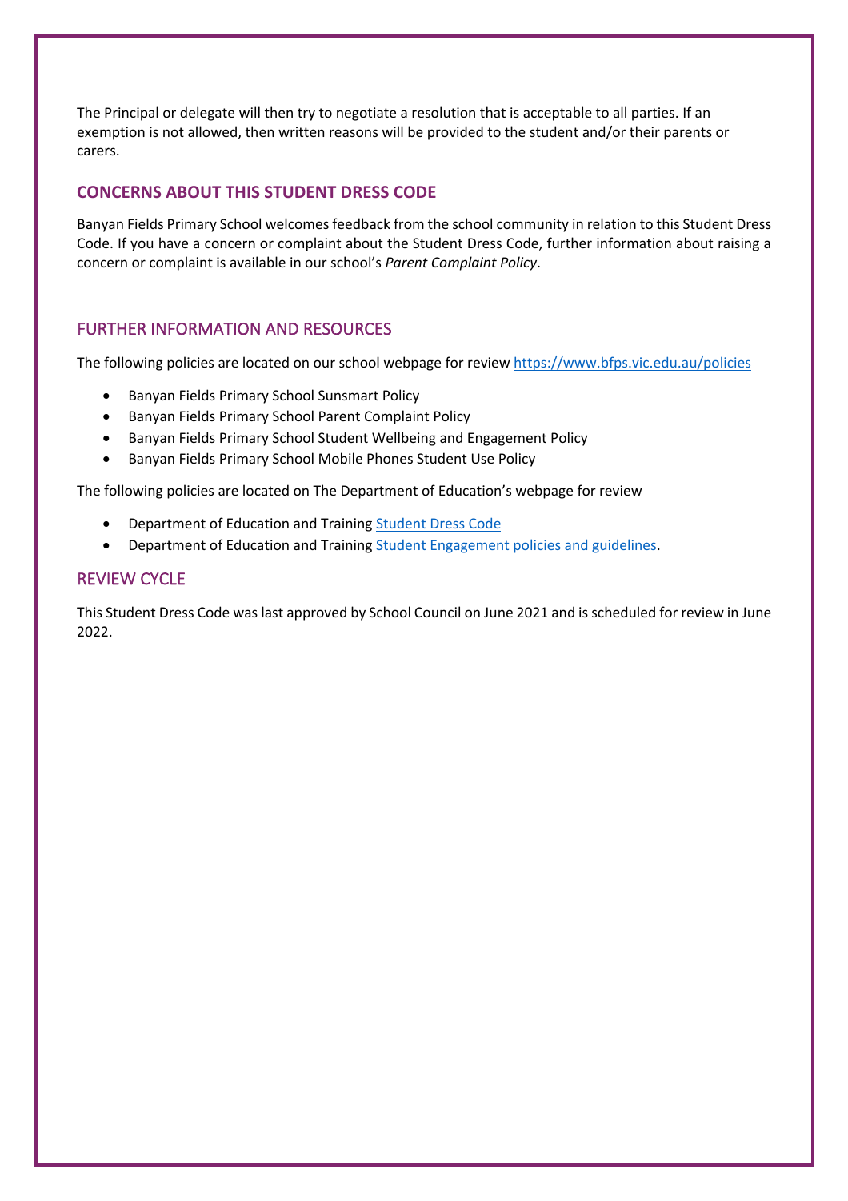The Principal or delegate will then try to negotiate a resolution that is acceptable to all parties. If an exemption is not allowed, then written reasons will be provided to the student and/or their parents or carers.

## CONCERNS ABOUT THIS STUDENT DRESS CODE

Banyan Fields Primary School welcomes feedback from the school community in relation to this Student Dress Code. If you have a concern or complaint about the Student Dress Code, further information about raising a concern or complaint is available in our school's *Parent Complaint Policy*.

## FURTHER INFORMATION AND RESOURCES

The following policies are located on our school webpage for review https://www.bfps.vic.edu.au/policies

- Banyan Fields Primary School Sunsmart Policy
- Banyan Fields Primary School Parent Complaint Policy
- Banyan Fields Primary School Student Wellbeing and Engagement Policy
- Banyan Fields Primary School Mobile Phones Student Use Policy

The following policies are located on The Department of Education's webpage for review

- Department of Education and Training Student Dress Code
- Department of Education and Training Student Engagement policies and guidelines.

## REVIEW CYCLE

This Student Dress Code was last approved by School Council on June 2021 and is scheduled for review in June 2022.